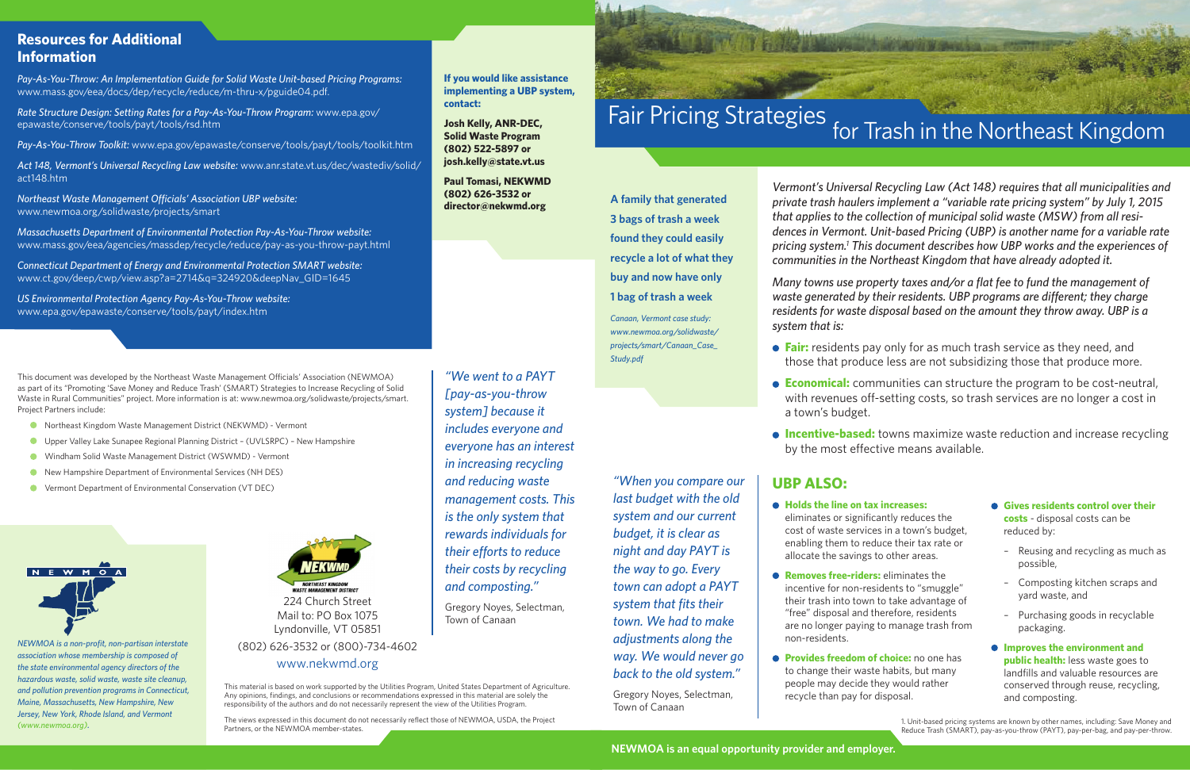# Fair Pricing Strategies for Trash in the Northeast Kingdom

*Vermont's Universal Recycling Law (Act 148) requires that all municipalities and private trash haulers implement a "variable rate pricing system" by July 1, 2015 that applies to the collection of municipal solid waste (MSW) from all residences in Vermont. Unit-based Pricing (UBP) is another name for a variable rate pricing system.[1] This document describes how UBP works and the experiences of communities in the Northeast Kingdom that have already adopted it.*

*Many towns use property taxes and/or a flat fee to fund the management of waste generated by their residents. UBP programs are different; they charge residents for waste disposal based on the amount they throw away. UBP is a system that is:*

- **Fair:** residents pay only for as much trash service as they need, and those that produce less are not subsidizing those that produce more.
- **Economical:** communities can structure the program to be cost-neutral, with revenues off-setting costs, so trash services are no longer a cost in a town's budget.
- **Incentive-based:** towns maximize waste reduction and increase recycling by the most effective means available.

## UBP ALSO:

- **Holds the line on tax increases:** eliminates or significantly reduces the cost of waste services in a town's budget, enabling them to reduce their tax rate or allocate the savings to other areas.
- **Removes free-riders:** eliminates the incentive for non-residents to "smuggle" their trash into town to take advantage of "free" disposal and therefore, residents are no longer paying to manage trash from non-residents.
- **Provides freedom of choice:** no one has to change their waste habits, but many people may decide they would rather recycle than pay for disposal.
- **Gives residents control over their costs** - disposal costs can be reduced by:
  - Reusing and recycling as much as possible,
  - Composting kitchen scraps and yard waste, and
  - Purchasing goods in recyclable packaging.
- **Improves the environment and public health:** less waste goes to landfills and valuable resources are conserved through reuse, recycling, and composting.

1. Unit-based pricing systems are known by other names, including: Save Money and Reduce Trash (SMART), pay-as-you-throw (PAYT), pay-per-bag, and pay-per-throw.

**A family that generated 3 bags of trash a week found they could easily recycle a lot of what they buy and now have only 1 bag of trash a week**

*Canaan, Vermont case study: www.newmoa.org/solidwaste/projects/smart/Canaan_Case_Study.pdf*

*"When you compare our last budget with the old system and our current budget, it is clear as night and day PAYT is the way to go. Every town can adopt a PAYT system that fits their town. We had to make adjustments along the way. We would never go back to the old system."*

Gregory Noyes, Selectman, Town of Canaan

*"We went to a PAYT [pay-as-you-throw system] because it includes everyone and everyone has an interest in increasing recycling and reducing waste management costs. This is the only system that rewards individuals for their efforts to reduce their costs by recycling and composting."*

Gregory Noyes, Selectman, Town of Canaan

**If you would like assistance implementing a UBP system, contact:**

**Josh Kelly, ANR-DEC, Solid Waste Program (802) 522-5897 or josh.kelly@state.vt.us**

**Paul Tomasi, NEKWMD (802) 626-3532 or director@nekwmd.org**

## Resources for Additional Information

*Pay-As-You-Throw: An Implementation Guide for Solid Waste Unit-based Pricing Programs:* www.mass.gov/eea/docs/dep/recycle/reduce/m-thru-x/pguide04.pdf.

*Rate Structure Design: Setting Rates for a Pay-As-You-Throw Program:* www.epa.gov/epawaste/conserve/tools/payt/tools/rsd.htm

*Pay-As-You-Throw Toolkit:* www.epa.gov/epawaste/conserve/tools/payt/tools/toolkit.htm

*Act 148, Vermont's Universal Recycling Law website:* www.anr.state.vt.us/dec/wastediv/solid/act148.htm

*Northeast Waste Management Officials' Association UBP website:* www.newmoa.org/solidwaste/projects/smart

*Massachusetts Department of Environmental Protection Pay-As-You-Throw website:* www.mass.gov/eea/agencies/massdep/recycle/reduce/pay-as-you-throw-payt.html

*Connecticut Department of Energy and Environmental Protection SMART website:* www.ct.gov/deep/cwp/view.asp?a=2714&q=324920&deepNav_GID=1645

*US Environmental Protection Agency Pay-As-You-Throw website:* www.epa.gov/epawaste/conserve/tools/payt/index.htm

This document was developed by the Northeast Waste Management Officials' Association (NEWMOA) as part of its "Promoting 'Save Money and Reduce Trash' (SMART) Strategies to Increase Recycling of Solid Waste in Rural Communities" project. More information is at: www.newmoa.org/solidwaste/projects/smart. Project Partners include:

- Northeast Kingdom Waste Management District (NEKWMD) - Vermont
- Upper Valley Lake Sunapee Regional Planning District – (UVLSRPC) – New Hampshire
- Windham Solid Waste Management District (WSWMD) - Vermont
- New Hampshire Department of Environmental Services (NH DES)
- Vermont Department of Environmental Conservation (VT DEC)

*NEWMOA is a non-profit, non-partisan interstate association whose membership is composed of the state environmental agency directors of the hazardous waste, solid waste, waste site cleanup, and pollution prevention programs in Connecticut, Maine, Massachusetts, New Hampshire, New Jersey, New York, Rhode Island, and Vermont (www.newmoa.org).*

NEKWMD – Northeast Kingdom Waste Management District
224 Church Street
Mail to: PO Box 1075
Lyndonville, VT 05851
(802) 626-3532 or (800)-734-4602
www.nekwmd.org

This material is based on work supported by the Utilities Program, United States Department of Agriculture. Any opinions, findings, and conclusions or recommendations expressed in this material are solely the responsibility of the authors and do not necessarily represent the view of the Utilities Program.

The views expressed in this document do not necessarily reflect those of NEWMOA, USDA, the Project Partners, or the NEWMOA member-states.

**NEWMOA is an equal opportunity provider and employer.**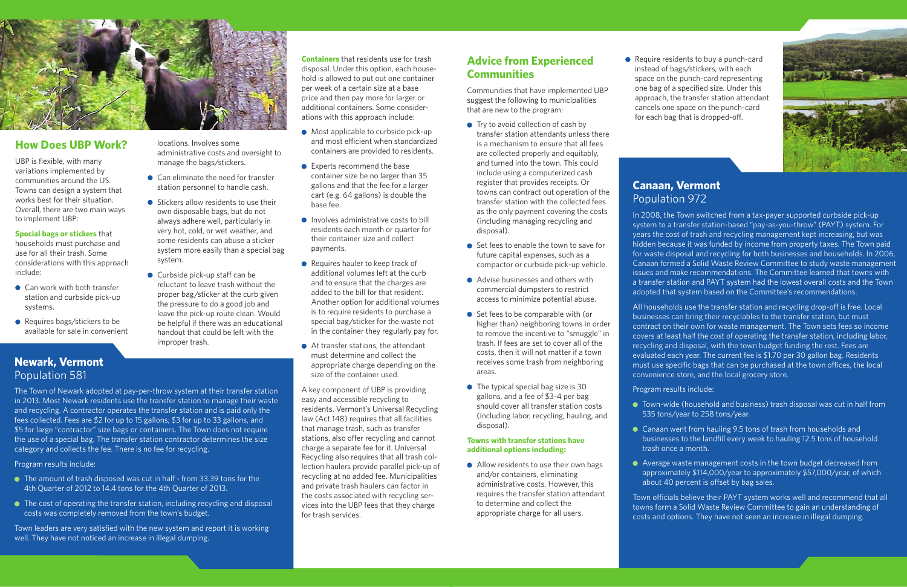## How Does UBP Work?

UBP is flexible, with many variations implemented by communities around the US. Towns can design a system that works best for their situation. Overall, there are two main ways to implement UBP:

**Special bags or stickers** that households must purchase and use for all their trash. Some considerations with this approach include:

- Can work with both transfer station and curbside pick-up systems.
- Requires bags/stickers to be available for sale in convenient locations. Involves some administrative costs and oversight to manage the bags/stickers.
- Can eliminate the need for transfer station personnel to handle cash.
- Stickers allow residents to use their own disposable bags, but do not always adhere well, particularly in very hot, cold, or wet weather, and some residents can abuse a sticker system more easily than a special bag system.
- Curbside pick-up staff can be reluctant to leave trash without the proper bag/sticker at the curb given the pressure to do a good job and leave the pick-up route clean. Would be helpful if there was an educational handout that could be left with the improper trash.

**Containers** that residents use for trash disposal. Under this option, each household is allowed to put out one container per week of a certain size at a base price and then pay more for larger or additional containers. Some considerations with this approach include:

- Most applicable to curbside pick-up and most efficient when standardized containers are provided to residents.
- Experts recommend the base container size be no larger than 35 gallons and that the fee for a larger cart (e.g. 64 gallons) is double the base fee.
- Involves administrative costs to bill residents each month or quarter for their container size and collect payments.
- Requires hauler to keep track of additional volumes left at the curb and to ensure that the charges are added to the bill for that resident. Another option for additional volumes is to require residents to purchase a special bag/sticker for the waste not in the container they regularly pay for.
- At transfer stations, the attendant must determine and collect the appropriate charge depending on the size of the container used.

A key component of UBP is providing easy and accessible recycling to residents. Vermont's Universal Recycling law (Act 148) requires that all facilities that manage trash, such as transfer stations, also offer recycling and cannot charge a separate fee for it. Universal Recycling also requires that all trash collection haulers provide parallel pick-up of recycling at no added fee. Municipalities and private trash haulers can factor in the costs associated with recycling services into the UBP fees that they charge for trash services.

## Newark, Vermont
Population 581

The Town of Newark adopted at pay-per-throw system at their transfer station in 2013. Most Newark residents use the transfer station to manage their waste and recycling. A contractor operates the transfer station and is paid only the fees collected. Fees are $2 for up to 15 gallons; $3 for up to 33 gallons, and $5 for large "contractor" size bags or containers. The Town does not require the use of a special bag. The transfer station contractor determines the size category and collects the fee. There is no fee for recycling.

Program results include:

- The amount of trash disposed was cut in half - from 33.39 tons for the 4th Quarter of 2012 to 14.4 tons for the 4th Quarter of 2013.
- The cost of operating the transfer station, including recycling and disposal costs was completely removed from the town's budget.

Town leaders are very satisfied with the new system and report it is working well. They have not noticed an increase in illegal dumping.

## Advice from Experienced Communities

Communities that have implemented UBP suggest the following to municipalities that are new to the program:

- Try to avoid collection of cash by transfer station attendants unless there is a mechanism to ensure that all fees are collected properly and equitably, and turned into the town. This could include using a computerized cash register that provides receipts. Or towns can contract out operation of the transfer station with the collected fees as the only payment covering the costs (including managing recycling and disposal).
- Set fees to enable the town to save for future capital expenses, such as a compactor or curbside pick-up vehicle.
- Advise businesses and others with commercial dumpsters to restrict access to minimize potential abuse.
- Set fees to be comparable with (or higher than) neighboring towns in order to remove the incentive to "smuggle" in trash. If fees are set to cover all of the costs, then it will not matter if a town receives some trash from neighboring areas.
- The typical special bag size is 30 gallons, and a fee of $3-4 per bag should cover all transfer station costs (including labor, recycling, hauling, and disposal).

**Towns with transfer stations have additional options including:**

- Allow residents to use their own bags and/or containers, eliminating administrative costs. However, this requires the transfer station attendant to determine and collect the appropriate charge for all users.
- Require residents to buy a punch-card instead of bags/stickers, with each space on the punch-card representing one bag of a specified size. Under this approach, the transfer station attendant cancels one space on the punch-card for each bag that is dropped-off.

## Canaan, Vermont
Population 972

In 2008, the Town switched from a tax-payer supported curbside pick-up system to a transfer station-based "pay-as-you-throw" (PAYT) system. For years the cost of trash and recycling management kept increasing, but was hidden because it was funded by income from property taxes. The Town paid for waste disposal and recycling for both businesses and households. In 2006, Canaan formed a Solid Waste Review Committee to study waste management issues and make recommendations. The Committee learned that towns with a transfer station and PAYT system had the lowest overall costs and the Town adopted that system based on the Committee's recommendations.

All households use the transfer station and recycling drop-off is free. Local businesses can bring their recyclables to the transfer station, but must contract on their own for waste management. The Town sets fees so income covers at least half the cost of operating the transfer station, including labor, recycling and disposal, with the town budget funding the rest. Fees are evaluated each year. The current fee is $1.70 per 30 gallon bag. Residents must use specific bags that can be purchased at the town offices, the local convenience store, and the local grocery store.

Program results include:

- Town-wide (household and business) trash disposal was cut in half from 535 tons/year to 258 tons/year.
- Canaan went from hauling 9.5 tons of trash from households and businesses to the landfill every week to hauling 12.5 tons of household trash once a month.
- Average waste management costs in the town budget decreased from approximately $114,000/year to approximately $57,000/year, of which about 40 percent is offset by bag sales.

Town officials believe their PAYT system works well and recommend that all towns form a Solid Waste Review Committee to gain an understanding of costs and options. They have not seen an increase in illegal dumping.